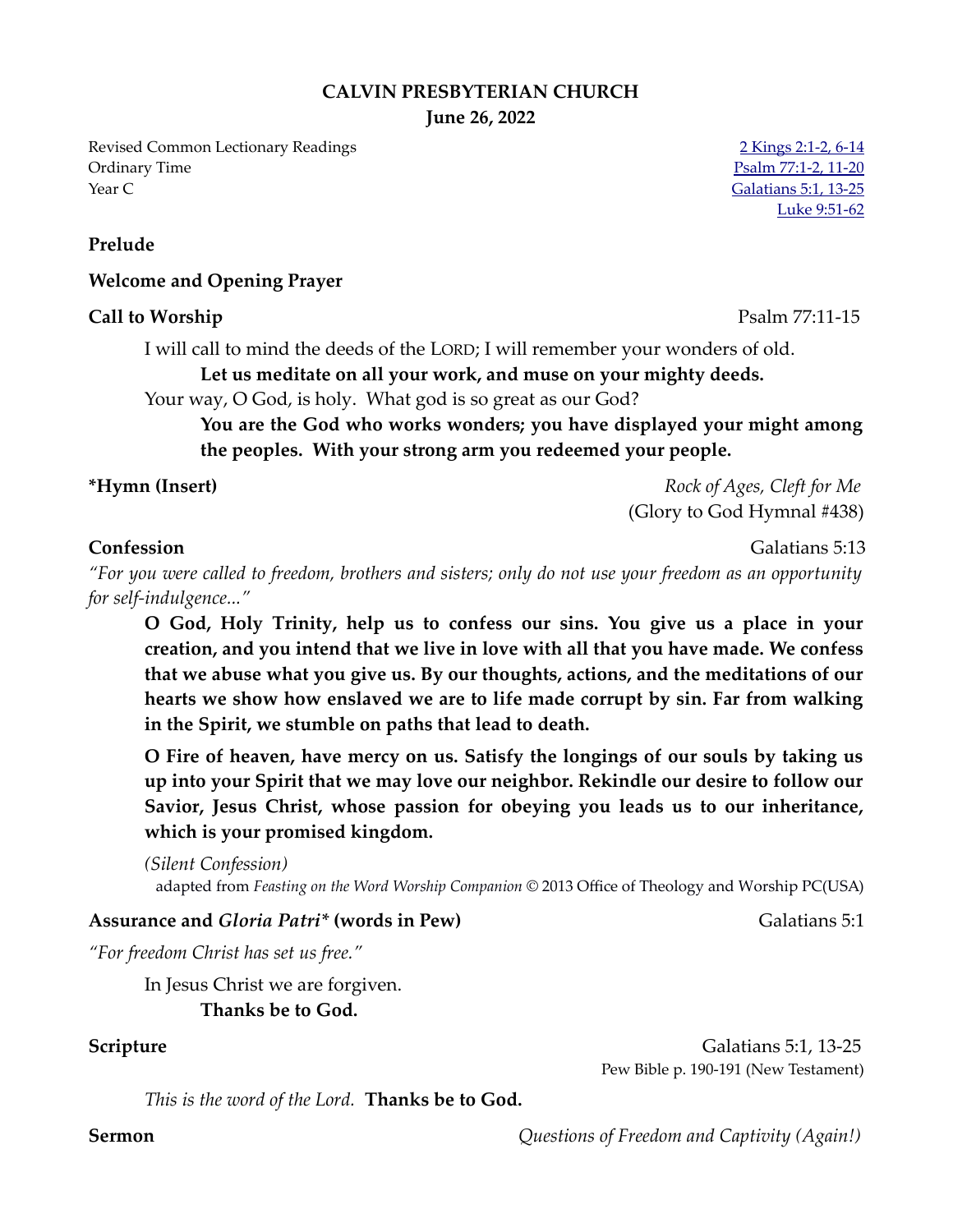**CALVIN PRESBYTERIAN CHURCH**
**June 26, 2022**

Revised Common Lectionary Readings
Ordinary Time
Year C

[2 Kings 2:1-2, 6-14]
[Psalm 77:1-2, 11-20]
[Galatians 5:1, 13-25]
[Luke 9:51-62]

**Prelude**

**Welcome and Opening Prayer**

**Call to Worship** Psalm 77:11-15

I will call to mind the deeds of the LORD; I will remember your wonders of old.

**Let us meditate on all your work, and muse on your mighty deeds.**

Your way, O God, is holy. What god is so great as our God?

**You are the God who works wonders; you have displayed your might among the peoples. With your strong arm you redeemed your people.**

***Hymn (Insert)** *Rock of Ages, Cleft for Me* (Glory to God Hymnal #438)

**Confession** Galatians 5:13

*"For you were called to freedom, brothers and sisters; only do not use your freedom as an opportunity for self-indulgence..."*

**O God, Holy Trinity, help us to confess our sins. You give us a place in your creation, and you intend that we live in love with all that you have made. We confess that we abuse what you give us. By our thoughts, actions, and the meditations of our hearts we show how enslaved we are to life made corrupt by sin. Far from walking in the Spirit, we stumble on paths that lead to death.**

**O Fire of heaven, have mercy on us. Satisfy the longings of our souls by taking us up into your Spirit that we may love our neighbor. Rekindle our desire to follow our Savior, Jesus Christ, whose passion for obeying you leads us to our inheritance, which is your promised kingdom.**

*(Silent Confession)*

adapted from *Feasting on the Word Worship Companion* © 2013 Office of Theology and Worship PC(USA)

**Assurance and *Gloria Patri** (words in Pew)** Galatians 5:1

*"For freedom Christ has set us free."*

In Jesus Christ we are forgiven.

**Thanks be to God.**

**Scripture** Galatians 5:1, 13-25
Pew Bible p. 190-191 (New Testament)

*This is the word of the Lord.* **Thanks be to God.**

**Sermon** *Questions of Freedom and Captivity (Again!)*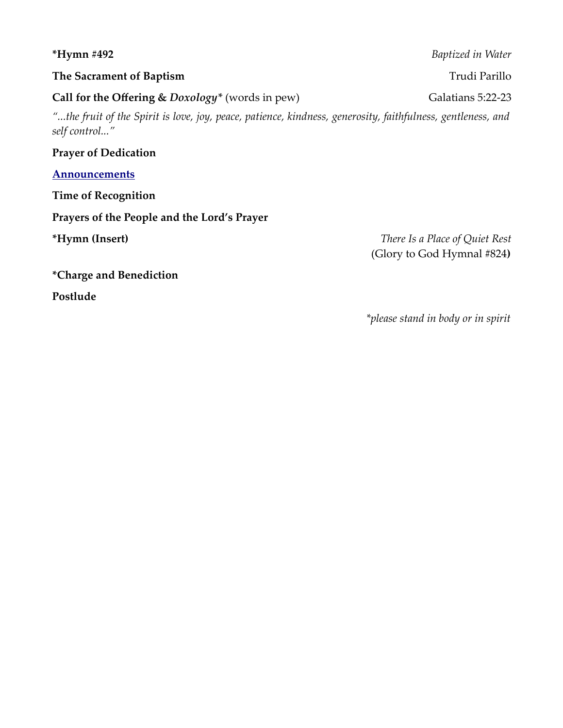**\*Hymn #492** *Baptized in Water*

**The Sacrament of Baptism** Trudi Parillo

**Call for the Offering & *Doxology\**** (words in pew) Galatians 5:22-23

*"...the fruit of the Spirit is love, joy, peace, patience, kindness, generosity, faithfulness, gentleness, and self control..."*

**Prayer of Dedication**

**Announcements**

**Time of Recognition**

**Prayers of the People and the Lord's Prayer**

**\*Hymn (Insert)** *There Is a Place of Quiet Rest* (Glory to God Hymnal #824)

**\*Charge and Benediction**

**Postlude**

*\*please stand in body or in spirit*